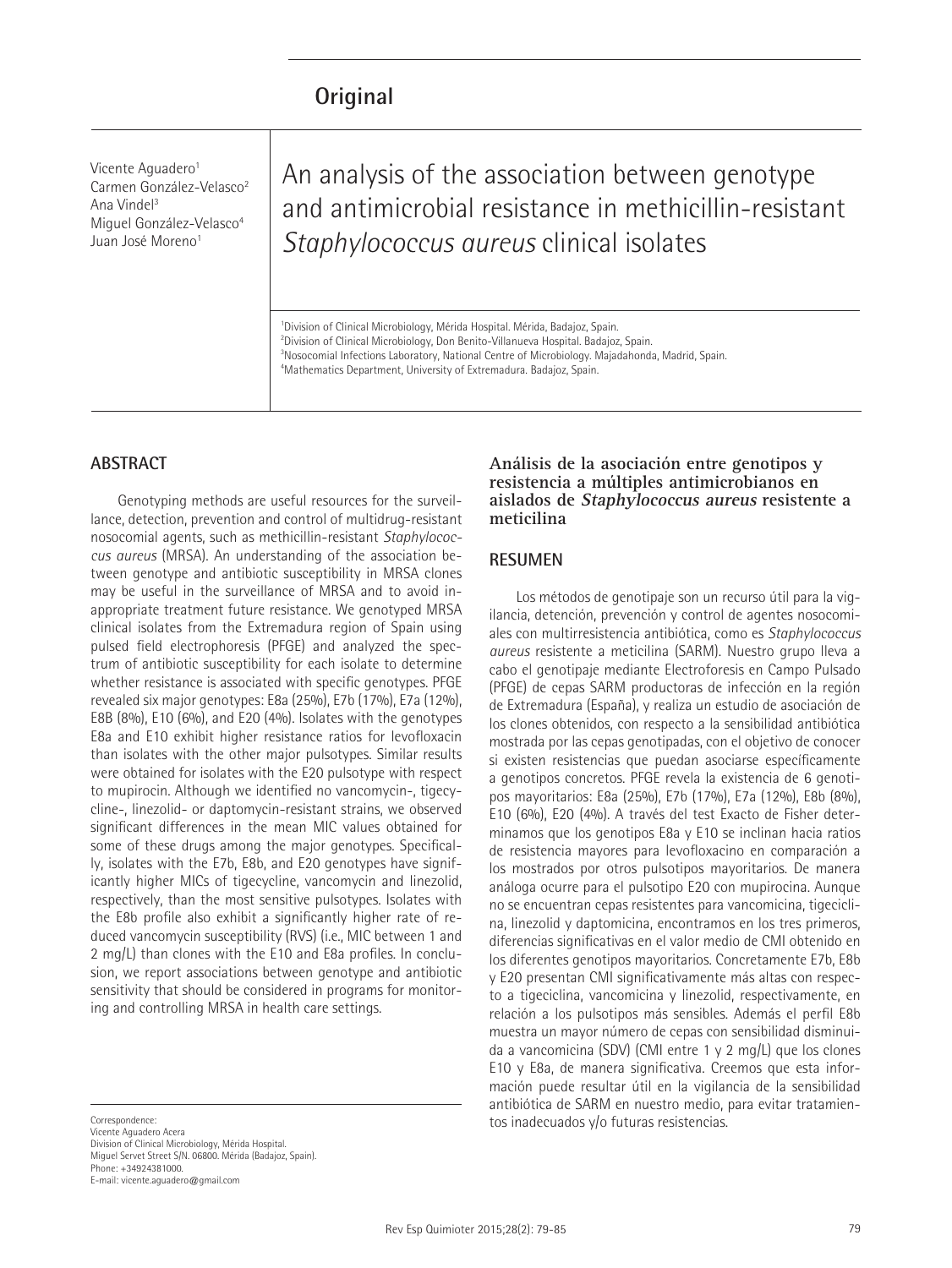**Original**

Vicente Aguadero[1]
Carmen González-Velasco[2]
Ana Vindel[3]
Miguel González-Velasco[4]
Juan José Moreno[1]

# An analysis of the association between genotype and antimicrobial resistance in methicillin-resistant *Staphylococcus aureus* clinical isolates

[1]Division of Clinical Microbiology, Mérida Hospital. Mérida, Badajoz, Spain.
[2]Division of Clinical Microbiology, Don Benito-Villanueva Hospital. Badajoz, Spain.
[3]Nosocomial Infections Laboratory, National Centre of Microbiology. Majadahonda, Madrid, Spain.
[4]Mathematics Department, University of Extremadura. Badajoz, Spain.

## ABSTRACT

Genotyping methods are useful resources for the surveillance, detection, prevention and control of multidrug-resistant nosocomial agents, such as methicillin-resistant *Staphylococcus aureus* (MRSA). An understanding of the association between genotype and antibiotic susceptibility in MRSA clones may be useful in the surveillance of MRSA and to avoid inappropriate treatment future resistance. We genotyped MRSA clinical isolates from the Extremadura region of Spain using pulsed field electrophoresis (PFGE) and analyzed the spectrum of antibiotic susceptibility for each isolate to determine whether resistance is associated with specific genotypes. PFGE revealed six major genotypes: E8a (25%), E7b (17%), E7a (12%), E8B (8%), E10 (6%), and E20 (4%). Isolates with the genotypes E8a and E10 exhibit higher resistance ratios for levofloxacin than isolates with the other major pulsotypes. Similar results were obtained for isolates with the E20 pulsotype with respect to mupirocin. Although we identified no vancomycin-, tigecycline-, linezolid- or daptomycin-resistant strains, we observed significant differences in the mean MIC values obtained for some of these drugs among the major genotypes. Specifically, isolates with the E7b, E8b, and E20 genotypes have significantly higher MICs of tigecycline, vancomycin and linezolid, respectively, than the most sensitive pulsotypes. Isolates with the E8b profile also exhibit a significantly higher rate of reduced vancomycin susceptibility (RVS) (i.e., MIC between 1 and 2 mg/L) than clones with the E10 and E8a profiles. In conclusion, we report associations between genotype and antibiotic sensitivity that should be considered in programs for monitoring and controlling MRSA in health care settings.

Correspondence:
Vicente Aguadero Acera
Division of Clinical Microbiology, Mérida Hospital.
Miguel Servet Street S/N. 06800. Mérida (Badajoz, Spain).
Phone: +34924381000.
E-mail: vicente.aguadero@gmail.com

### Análisis de la asociación entre genotipos y resistencia a múltiples antimicrobianos en aislados de *Staphylococcus aureus* resistente a meticilina

## RESUMEN

Los métodos de genotipaje son un recurso útil para la vigilancia, detección, prevención y control de agentes nosocomiales con multirresistencia antibiótica, como es *Staphylococcus aureus* resistente a meticilina (SARM). Nuestro grupo lleva a cabo el genotipaje mediante Electroforesis en Campo Pulsado (PFGE) de cepas SARM productoras de infección en la región de Extremadura (España), y realiza un estudio de asociación de los clones obtenidos, con respecto a la sensibilidad antibiótica mostrada por las cepas genotipadas, con el objetivo de conocer si existen resistencias que puedan asociarse específicamente a genotipos concretos. PFGE revela la existencia de 6 genotipos mayoritarios: E8a (25%), E7b (17%), E7a (12%), E8b (8%), E10 (6%), E20 (4%). A través del test Exacto de Fisher determinamos que los genotipos E8a y E10 se inclinan hacia ratios de resistencia mayores para levofloxacino en comparación a los mostrados por otros pulsotipos mayoritarios. De manera análoga ocurre para el pulsotipo E20 con mupirocina. Aunque no se encuentran cepas resistentes para vancomicina, tigeciclina, linezolid y daptomicina, encontramos en los tres primeros, diferencias significativas en el valor medio de CMI obtenido en los diferentes genotipos mayoritarios. Concretamente E7b, E8b y E20 presentan CMI significativamente más altas con respecto a tigeciclina, vancomicina y linezolid, respectivamente, en relación a los pulsotipos más sensibles. Además el perfil E8b muestra un mayor número de cepas con sensibilidad disminuida a vancomicina (SDV) (CMI entre 1 y 2 mg/L) que los clones E10 y E8a, de manera significativa. Creemos que esta información puede resultar útil en la vigilancia de la sensibilidad antibiótica de SARM en nuestro medio, para evitar tratamientos inadecuados y/o futuras resistencias.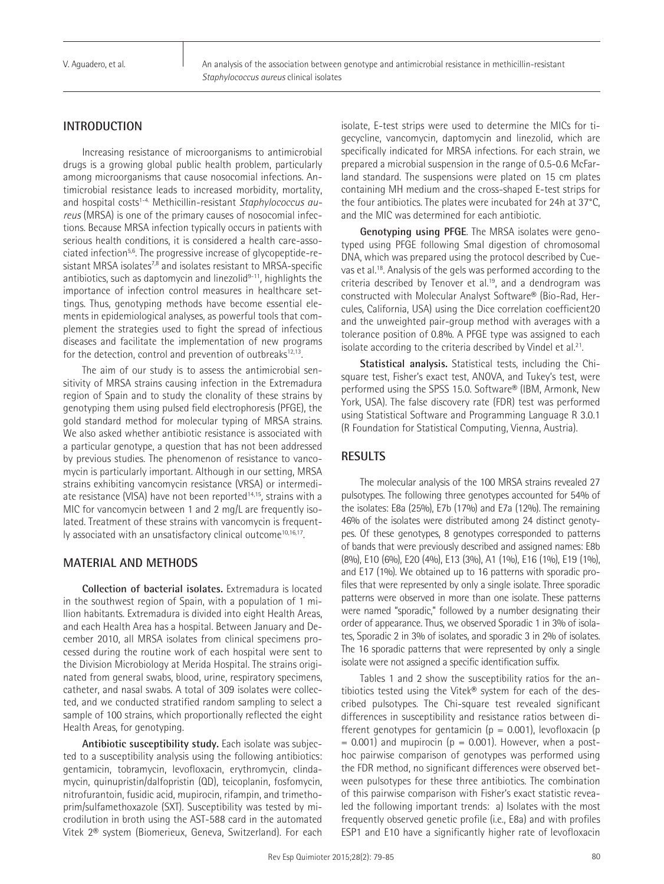## INTRODUCTION

Increasing resistance of microorganisms to antimicrobial drugs is a growing global public health problem, particularly among microorganisms that cause nosocomial infections. Antimicrobial resistance leads to increased morbidity, mortality, and hospital costs[1-4]. Methicillin-resistant *Staphylococcus aureus* (MRSA) is one of the primary causes of nosocomial infections. Because MRSA infection typically occurs in patients with serious health conditions, it is considered a health care-associated infection[5,6]. The progressive increase of glycopeptide-resistant MRSA isolates[7,8] and isolates resistant to MRSA-specific antibiotics, such as daptomycin and linezolid[9-11], highlights the importance of infection control measures in healthcare settings. Thus, genotyping methods have become essential elements in epidemiological analyses, as powerful tools that complement the strategies used to fight the spread of infectious diseases and facilitate the implementation of new programs for the detection, control and prevention of outbreaks[12,13].

The aim of our study is to assess the antimicrobial sensitivity of MRSA strains causing infection in the Extremadura region of Spain and to study the clonality of these strains by genotyping them using pulsed field electrophoresis (PFGE), the gold standard method for molecular typing of MRSA strains. We also asked whether antibiotic resistance is associated with a particular genotype, a question that has not been addressed by previous studies. The phenomenon of resistance to vancomycin is particularly important. Although in our setting, MRSA strains exhibiting vancomycin resistance (VRSA) or intermediate resistance (VISA) have not been reported[14,15], strains with a MIC for vancomycin between 1 and 2 mg/L are frequently isolated. Treatment of these strains with vancomycin is frequently associated with an unsatisfactory clinical outcome[10,16,17].

## MATERIAL AND METHODS

**Collection of bacterial isolates.** Extremadura is located in the southwest region of Spain, with a population of 1 million habitants. Extremadura is divided into eight Health Areas, and each Health Area has a hospital. Between January and December 2010, all MRSA isolates from clinical specimens processed during the routine work of each hospital were sent to the Division Microbiology at Merida Hospital. The strains originated from general swabs, blood, urine, respiratory specimens, catheter, and nasal swabs. A total of 309 isolates were collected, and we conducted stratified random sampling to select a sample of 100 strains, which proportionally reflected the eight Health Areas, for genotyping.

**Antibiotic susceptibility study.** Each isolate was subjected to a susceptibility analysis using the following antibiotics: gentamicin, tobramycin, levofloxacin, erythromycin, clindamycin, quinupristin/dalfopristin (QD), teicoplanin, fosfomycin, nitrofurantoin, fusidic acid, mupirocin, rifampin, and trimethoprim/sulfamethoxazole (SXT). Susceptibility was tested by microdilution in broth using the AST-588 card in the automated Vitek 2® system (Biomerieux, Geneva, Switzerland). For each isolate, E-test strips were used to determine the MICs for tigecycline, vancomycin, daptomycin and linezolid, which are specifically indicated for MRSA infections. For each strain, we prepared a microbial suspension in the range of 0.5-0.6 McFarland standard. The suspensions were plated on 15 cm plates containing MH medium and the cross-shaped E-test strips for the four antibiotics. The plates were incubated for 24h at 37°C, and the MIC was determined for each antibiotic.

**Genotyping using PFGE**. The MRSA isolates were genotyped using PFGE following SmaI digestion of chromosomal DNA, which was prepared using the protocol described by Cuevas et al.[18]. Analysis of the gels was performed according to the criteria described by Tenover et al.[19], and a dendrogram was constructed with Molecular Analyst Software® (Bio-Rad, Hercules, California, USA) using the Dice correlation coefficient20 and the unweighted pair-group method with averages with a tolerance position of 0.8%. A PFGE type was assigned to each isolate according to the criteria described by Vindel et al.[21].

**Statistical analysis.** Statistical tests, including the Chi-square test, Fisher's exact test, ANOVA, and Tukey's test, were performed using the SPSS 15.0. Software® (IBM, Armonk, New York, USA). The false discovery rate (FDR) test was performed using Statistical Software and Programming Language R 3.0.1 (R Foundation for Statistical Computing, Vienna, Austria).

## RESULTS

The molecular analysis of the 100 MRSA strains revealed 27 pulsotypes. The following three genotypes accounted for 54% of the isolates: E8a (25%), E7b (17%) and E7a (12%). The remaining 46% of the isolates were distributed among 24 distinct genotypes. Of these genotypes, 8 genotypes corresponded to patterns of bands that were previously described and assigned names: E8b (8%), E10 (6%), E20 (4%), E13 (3%), A1 (1%), E16 (1%), E19 (1%), and E17 (1%). We obtained up to 16 patterns with sporadic profiles that were represented by only a single isolate. Three sporadic patterns were observed in more than one isolate. These patterns were named "sporadic," followed by a number designating their order of appearance. Thus, we observed Sporadic 1 in 3% of isolates, Sporadic 2 in 3% of isolates, and sporadic 3 in 2% of isolates. The 16 sporadic patterns that were represented by only a single isolate were not assigned a specific identification suffix.

Tables 1 and 2 show the susceptibility ratios for the antibiotics tested using the Vitek® system for each of the described pulsotypes. The Chi-square test revealed significant differences in susceptibility and resistance ratios between different genotypes for gentamicin ($p = 0.001$), levofloxacin ($p = 0.001$) and mupirocin ($p = 0.001$). However, when a post-hoc pairwise comparison of genotypes was performed using the FDR method, no significant differences were observed between pulsotypes for these three antibiotics. The combination of this pairwise comparison with Fisher's exact statistic revealed the following important trends: a) Isolates with the most frequently observed genetic profile (i.e., E8a) and with profiles ESP1 and E10 have a significantly higher rate of levofloxacin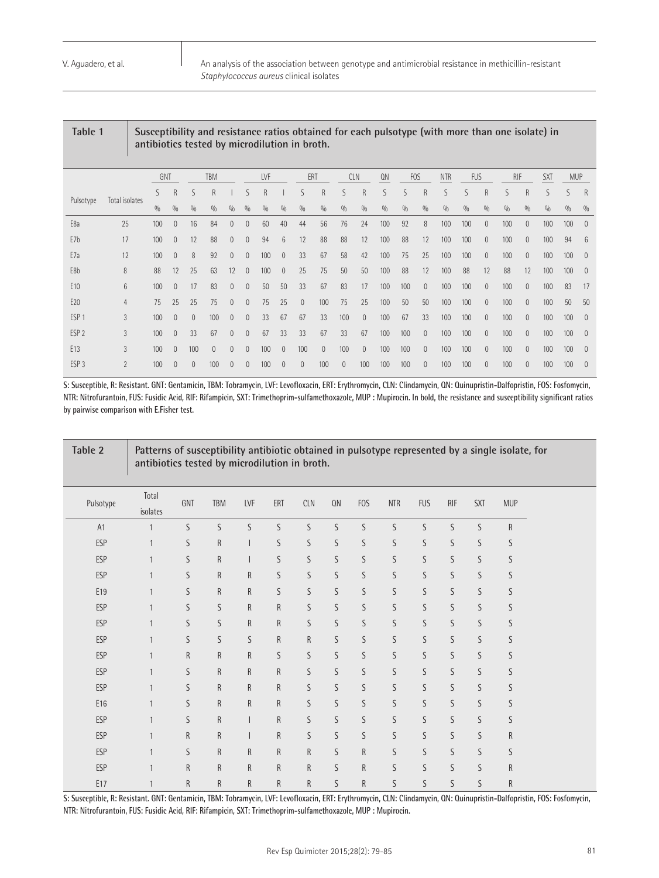**Table 1** Susceptibility and resistance ratios obtained for each pulsotype (with more than one isolate) in antibiotics tested by microdilution in broth.

| Pulsotype | Total isolates | GNT | | TBM | | | LVF | | | ERT | | CLN | | QN | FOS | | NTR | FUS | | RIF | | SXT | MUP | |
|---|---|---|---|---|---|---|---|---|---|---|---|---|---|---|---|---|---|---|---|---|---|---|---|---|
| | | S | R | S | R | I | S | R | I | S | R | S | R | S | S | R | S | S | R | S | R | S | S | R |
| | | % | % | % | % | % | % | % | % | % | % | % | % | % | % | % | % | % | % | % | % | % | % | % |
| E8a | 25 | 100 | 0 | 16 | 84 | 0 | 0 | 60 | 40 | 44 | 56 | 76 | 24 | 100 | 92 | 8 | 100 | 100 | 0 | 100 | 0 | 100 | 100 | 0 |
| E7b | 17 | 100 | 0 | 12 | 88 | 0 | 0 | 94 | 6 | 12 | 88 | 88 | 12 | 100 | 88 | 12 | 100 | 100 | 0 | 100 | 0 | 100 | 94 | 6 |
| E7a | 12 | 100 | 0 | 8 | 92 | 0 | 0 | 100 | 0 | 33 | 67 | 58 | 42 | 100 | 75 | 25 | 100 | 100 | 0 | 100 | 0 | 100 | 100 | 0 |
| E8b | 8 | 88 | 12 | 25 | 63 | 12 | 0 | 100 | 0 | 25 | 75 | 50 | 50 | 100 | 88 | 12 | 100 | 88 | 12 | 88 | 12 | 100 | 100 | 0 |
| E10 | 6 | 100 | 0 | 17 | 83 | 0 | 0 | 50 | 50 | 33 | 67 | 83 | 17 | 100 | 100 | 0 | 100 | 100 | 0 | 100 | 0 | 100 | 83 | 17 |
| E20 | 4 | 75 | 25 | 25 | 75 | 0 | 0 | 75 | 25 | 0 | 100 | 75 | 25 | 100 | 50 | 50 | 100 | 100 | 0 | 100 | 0 | 100 | 50 | 50 |
| ESP 1 | 3 | 100 | 0 | 0 | 100 | 0 | 0 | 33 | 67 | 67 | 33 | 100 | 0 | 100 | 67 | 33 | 100 | 100 | 0 | 100 | 0 | 100 | 100 | 0 |
| ESP 2 | 3 | 100 | 0 | 33 | 67 | 0 | 0 | 67 | 33 | 33 | 67 | 33 | 67 | 100 | 100 | 0 | 100 | 100 | 0 | 100 | 0 | 100 | 100 | 0 |
| E13 | 3 | 100 | 0 | 100 | 0 | 0 | 0 | 100 | 0 | 100 | 0 | 100 | 0 | 100 | 100 | 0 | 100 | 100 | 0 | 100 | 0 | 100 | 100 | 0 |
| ESP 3 | 2 | 100 | 0 | 0 | 100 | 0 | 0 | 100 | 0 | 0 | 100 | 0 | 100 | 100 | 100 | 0 | 100 | 100 | 0 | 100 | 0 | 100 | 100 | 0 |

S: Susceptible, R: Resistant. GNT: Gentamicin, TBM: Tobramycin, LVF: Levofloxacin, ERT: Erythromycin, CLN: Clindamycin, QN: Quinupristin-Dalfopristin, FOS: Fosfomycin, NTR: Nitrofurantoin, FUS: Fusidic Acid, RIF: Rifampicin, SXT: Trimethoprim-sulfamethoxazole, MUP : Mupirocin. In bold, the resistance and susceptibility significant ratios by pairwise comparison with E.Fisher test.

**Table 2** Patterns of susceptibility antibiotic obtained in pulsotype represented by a single isolate, for antibiotics tested by microdilution in broth.

| Pulsotype | Total isolates | GNT | TBM | LVF | ERT | CLN | QN | FOS | NTR | FUS | RIF | SXT | MUP |
|---|---|---|---|---|---|---|---|---|---|---|---|---|---|
| A1 | 1 | S | S | S | S | S | S | S | S | S | S | S | R |
| ESP | 1 | S | R | I | S | S | S | S | S | S | S | S | S |
| ESP | 1 | S | R | I | S | S | S | S | S | S | S | S | S |
| ESP | 1 | S | R | R | S | S | S | S | S | S | S | S | S |
| E19 | 1 | S | R | R | S | S | S | S | S | S | S | S | S |
| ESP | 1 | S | S | R | R | S | S | S | S | S | S | S | S |
| ESP | 1 | S | S | R | R | S | S | S | S | S | S | S | S |
| ESP | 1 | S | S | S | R | R | S | S | S | S | S | S | S |
| ESP | 1 | R | R | R | S | S | S | S | S | S | S | S | S |
| ESP | 1 | S | R | R | R | S | S | S | S | S | S | S | S |
| ESP | 1 | S | R | R | R | S | S | S | S | S | S | S | S |
| E16 | 1 | S | R | R | R | S | S | S | S | S | S | S | S |
| ESP | 1 | S | R | I | R | S | S | S | S | S | S | S | S |
| ESP | 1 | R | R | I | R | S | S | S | S | S | S | S | R |
| ESP | 1 | S | R | R | R | R | S | R | S | S | S | S | S |
| ESP | 1 | R | R | R | R | R | S | R | S | S | S | S | R |
| E17 | 1 | R | R | R | R | R | S | R | S | S | S | S | R |

S: Susceptible, R: Resistant. GNT: Gentamicin, TBM: Tobramycin, LVF: Levofloxacin, ERT: Erythromycin, CLN: Clindamycin, QN: Quinupristin-Dalfopristin, FOS: Fosfomycin, NTR: Nitrofurantoin, FUS: Fusidic Acid, RIF: Rifampicin, SXT: Trimethoprim-sulfamethoxazole, MUP : Mupirocin.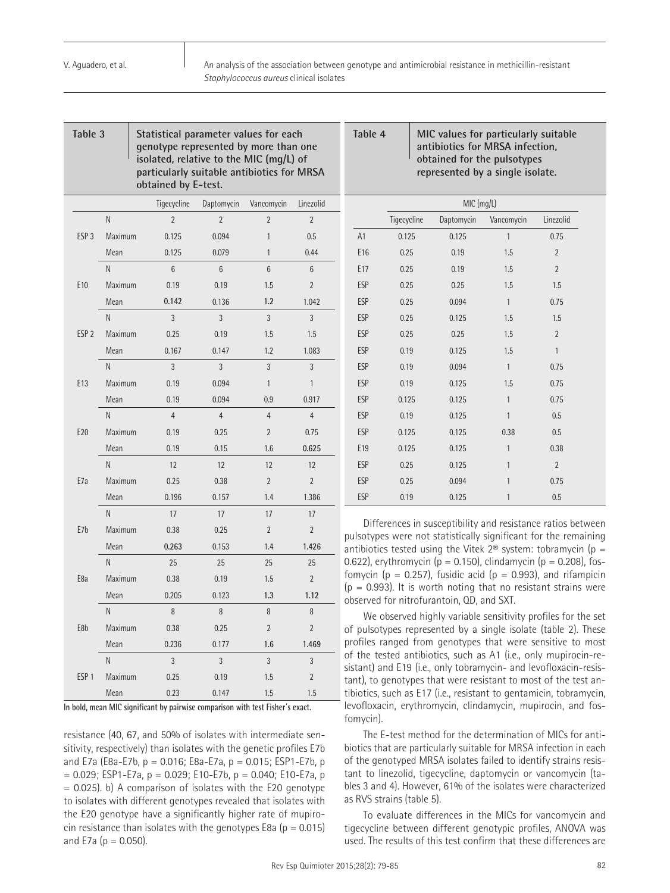**Table 3** Statistical parameter values for each genotype represented by more than one isolated, relative to the MIC (mg/L) of particularly suitable antibiotics for MRSA obtained by E-test.

| | | Tigecycline | Daptomycin | Vancomycin | Linezolid |
|---|---|---|---|---|---|
| ESP 3 | N | 2 | 2 | 2 | 2 |
| | Maximum | 0.125 | 0.094 | 1 | 0.5 |
| | Mean | 0.125 | 0.079 | 1 | 0.44 |
| E10 | N | 6 | 6 | 6 | 6 |
| | Maximum | 0.19 | 0.19 | 1.5 | 2 |
| | Mean | **0.142** | 0.136 | **1.2** | 1.042 |
| ESP 2 | N | 3 | 3 | 3 | 3 |
| | Maximum | 0.25 | 0.19 | 1.5 | 1.5 |
| | Mean | 0.167 | 0.147 | 1.2 | 1.083 |
| E13 | N | 3 | 3 | 3 | 3 |
| | Maximum | 0.19 | 0.094 | 1 | 1 |
| | Mean | 0.19 | 0.094 | 0.9 | 0.917 |
| E20 | N | 4 | 4 | 4 | 4 |
| | Maximum | 0.19 | 0.25 | 2 | 0.75 |
| | Mean | 0.19 | 0.15 | 1.6 | **0.625** |
| E7a | N | 12 | 12 | 12 | 12 |
| | Maximum | 0.25 | 0.38 | 2 | 2 |
| | Mean | 0.196 | 0.157 | 1.4 | 1.386 |
| E7b | N | 17 | 17 | 17 | 17 |
| | Maximum | 0.38 | 0.25 | 2 | 2 |
| | Mean | **0.263** | 0.153 | 1.4 | **1.426** |
| E8a | N | 25 | 25 | 25 | 25 |
| | Maximum | 0.38 | 0.19 | 1.5 | 2 |
| | Mean | 0.205 | 0.123 | **1.3** | **1.12** |
| E8b | N | 8 | 8 | 8 | 8 |
| | Maximum | 0.38 | 0.25 | 2 | 2 |
| | Mean | 0.236 | 0.177 | **1.6** | **1.469** |
| ESP 1 | N | 3 | 3 | 3 | 3 |
| | Maximum | 0.25 | 0.19 | 1.5 | 2 |
| | Mean | 0.23 | 0.147 | 1.5 | 1.5 |

**In bold, mean MIC significant by pairwise comparison with test Fisher's exact.**

resistance (40, 67, and 50% of isolates with intermediate sensitivity, respectively) than isolates with the genetic profiles E7b and E7a (E8a-E7b, p = 0.016; E8a-E7a, p = 0.015; ESP1-E7b, p = 0.029; ESP1-E7a, p = 0.029; E10-E7b, p = 0.040; E10-E7a, p = 0.025). b) A comparison of isolates with the E20 genotype to isolates with different genotypes revealed that isolates with the E20 genotype have a significantly higher rate of mupirocin resistance than isolates with the genotypes E8a (p = 0.015) and E7a (p = 0.050).

**Table 4** MIC values for particularly suitable antibiotics for MRSA infection, obtained for the pulsotypes represented by a single isolate.

| | MIC (mg/L) | | | |
|---|---|---|---|---|
| | Tigecycline | Daptomycin | Vancomycin | Linezolid |
| A1 | 0.125 | 0.125 | 1 | 0.75 |
| E16 | 0.25 | 0.19 | 1.5 | 2 |
| E17 | 0.25 | 0.19 | 1.5 | 2 |
| ESP | 0.25 | 0.25 | 1.5 | 1.5 |
| ESP | 0.25 | 0.094 | 1 | 0.75 |
| ESP | 0.25 | 0.125 | 1.5 | 1.5 |
| ESP | 0.25 | 0.25 | 1.5 | 2 |
| ESP | 0.19 | 0.125 | 1.5 | 1 |
| ESP | 0.19 | 0.094 | 1 | 0.75 |
| ESP | 0.19 | 0.125 | 1.5 | 0.75 |
| ESP | 0.125 | 0.125 | 1 | 0.75 |
| ESP | 0.19 | 0.125 | 1 | 0.5 |
| ESP | 0.125 | 0.125 | 0.38 | 0.5 |
| E19 | 0.125 | 0.125 | 1 | 0.38 |
| ESP | 0.25 | 0.125 | 1 | 2 |
| ESP | 0.25 | 0.094 | 1 | 0.75 |
| ESP | 0.19 | 0.125 | 1 | 0.5 |

Differences in susceptibility and resistance ratios between pulsotypes were not statistically significant for the remaining antibiotics tested using the Vitek 2® system: tobramycin (p = 0.622), erythromycin (p = 0.150), clindamycin (p = 0.208), fosfomycin (p = 0.257), fusidic acid (p = 0.993), and rifampicin (p = 0.993). It is worth noting that no resistant strains were observed for nitrofurantoin, QD, and SXT.

We observed highly variable sensitivity profiles for the set of pulsotypes represented by a single isolate (table 2). These profiles ranged from genotypes that were sensitive to most of the tested antibiotics, such as A1 (i.e., only mupirocin-resistant) and E19 (i.e., only tobramycin- and levofloxacin-resistant), to genotypes that were resistant to most of the test antibiotics, such as E17 (i.e., resistant to gentamicin, tobramycin, levofloxacin, erythromycin, clindamycin, mupirocin, and fosfomycin).

The E-test method for the determination of MICs for antibiotics that are particularly suitable for MRSA infection in each of the genotyped MRSA isolates failed to identify strains resistant to linezolid, tigecycline, daptomycin or vancomycin (tables 3 and 4). However, 61% of the isolates were characterized as RVS strains (table 5).

To evaluate differences in the MICs for vancomycin and tigecycline between different genotypic profiles, ANOVA was used. The results of this test confirm that these differences are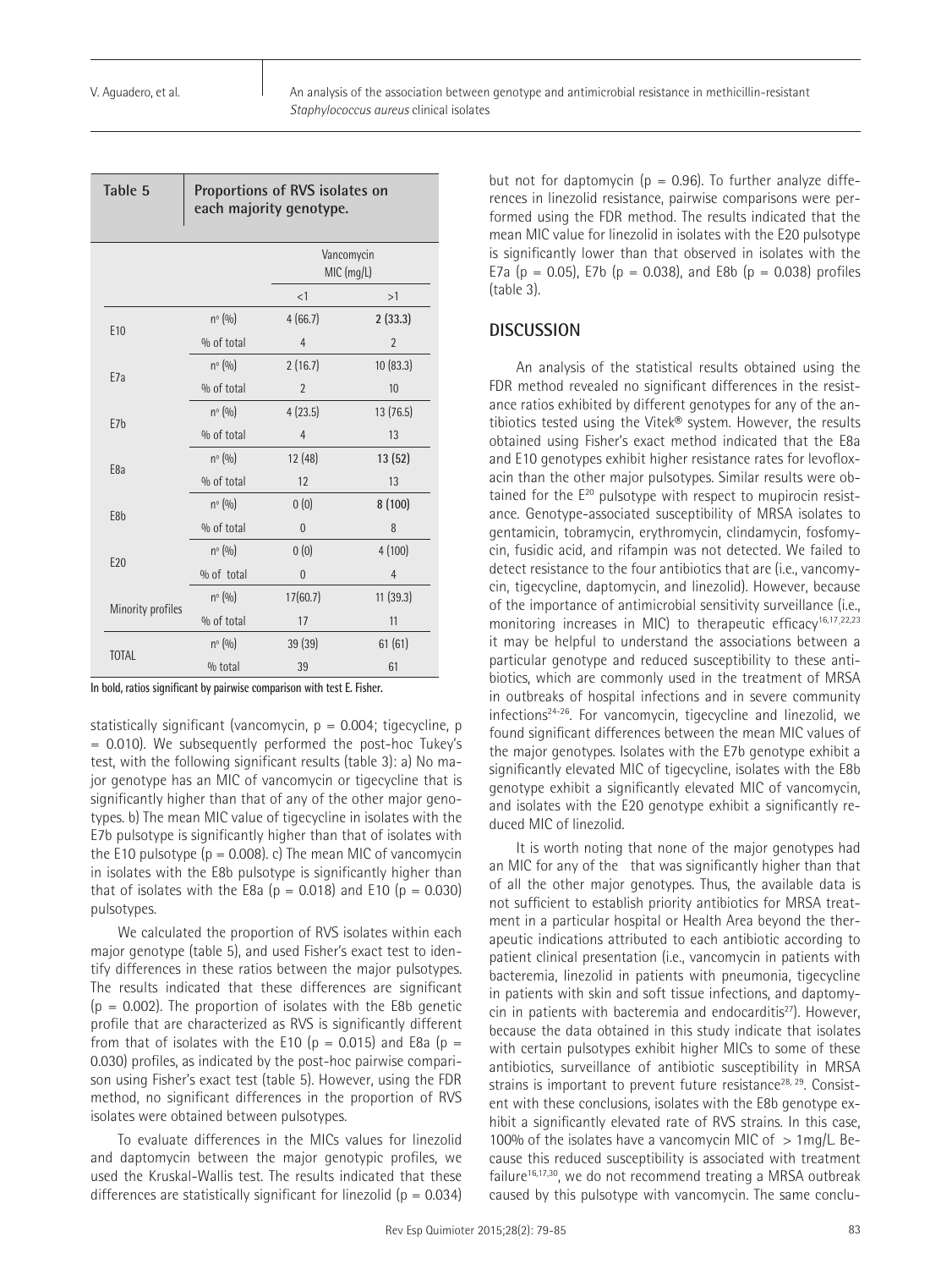| Table 5 | Proportions of RVS isolates on each majority genotype. | | |
|---|---|---|---|
| | | Vancomycin MIC (mg/L) | |
| | | <1 | >1 |
| E10 | nº (%) | 4 (66.7) | **2 (33.3)** |
| | % of total | 4 | 2 |
| E7a | nº (%) | 2 (16.7) | 10 (83.3) |
| | % of total | 2 | 10 |
| E7b | nº (%) | 4 (23.5) | 13 (76.5) |
| | % of total | 4 | 13 |
| E8a | nº (%) | 12 (48) | **13 (52)** |
| | % of total | 12 | 13 |
| E8b | nº (%) | 0 (0) | **8 (100)** |
| | % of total | 0 | 8 |
| E20 | nº (%) | 0 (0) | 4 (100) |
| | % of total | 0 | 4 |
| Minority profiles | nº (%) | 17(60.7) | 11 (39.3) |
| | % of total | 17 | 11 |
| TOTAL | nº (%) | 39 (39) | 61 (61) |
| | % total | 39 | 61 |

**In bold, ratios significant by pairwise comparison with test E. Fisher.**

statistically significant (vancomycin, $p = 0.004$; tigecycline, $p = 0.010$). We subsequently performed the post-hoc Tukey's test, with the following significant results (table 3): a) No major genotype has an MIC of vancomycin or tigecycline that is significantly higher than that of any of the other major genotypes. b) The mean MIC value of tigecycline in isolates with the E7b pulsotype is significantly higher than that of isolates with the E10 pulsotype ($p = 0.008$). c) The mean MIC of vancomycin in isolates with the E8b pulsotype is significantly higher than that of isolates with the E8a ($p = 0.018$) and E10 ($p = 0.030$) pulsotypes.

We calculated the proportion of RVS isolates within each major genotype (table 5), and used Fisher's exact test to identify differences in these ratios between the major pulsotypes. The results indicated that these differences are significant ($p = 0.002$). The proportion of isolates with the E8b genetic profile that are characterized as RVS is significantly different from that of isolates with the E10 ($p = 0.015$) and E8a ($p = 0.030$) profiles, as indicated by the post-hoc pairwise comparison using Fisher's exact test (table 5). However, using the FDR method, no significant differences in the proportion of RVS isolates were obtained between pulsotypes.

To evaluate differences in the MICs values for linezolid and daptomycin between the major genotypic profiles, we used the Kruskal-Wallis test. The results indicated that these differences are statistically significant for linezolid ($p = 0.034$) but not for daptomycin ($p = 0.96$). To further analyze differences in linezolid resistance, pairwise comparisons were performed using the FDR method. The results indicated that the mean MIC value for linezolid in isolates with the E20 pulsotype is significantly lower than that observed in isolates with the E7a ($p = 0.05$), E7b ($p = 0.038$), and E8b ($p = 0.038$) profiles (table 3).

## DISCUSSION

An analysis of the statistical results obtained using the FDR method revealed no significant differences in the resistance ratios exhibited by different genotypes for any of the antibiotics tested using the Vitek® system. However, the results obtained using Fisher's exact method indicated that the E8a and E10 genotypes exhibit higher resistance rates for levofloxacin than the other major pulsotypes. Similar results were obtained for the E20 pulsotype with respect to mupirocin resistance. Genotype-associated susceptibility of MRSA isolates to gentamicin, tobramycin, erythromycin, clindamycin, fosfomycin, fusidic acid, and rifampin was not detected. We failed to detect resistance to the four antibiotics that are (i.e., vancomycin, tigecycline, daptomycin, and linezolid). However, because of the importance of antimicrobial sensitivity surveillance (i.e., monitoring increases in MIC) to therapeutic efficacy[16,17,22,23] it may be helpful to understand the associations between a particular genotype and reduced susceptibility to these antibiotics, which are commonly used in the treatment of MRSA in outbreaks of hospital infections and in severe community infections[24-26]. For vancomycin, tigecycline and linezolid, we found significant differences between the mean MIC values of the major genotypes. Isolates with the E7b genotype exhibit a significantly elevated MIC of tigecycline, isolates with the E8b genotype exhibit a significantly elevated MIC of vancomycin, and isolates with the E20 genotype exhibit a significantly reduced MIC of linezolid.

It is worth noting that none of the major genotypes had an MIC for any of the that was significantly higher than that of all the other major genotypes. Thus, the available data is not sufficient to establish priority antibiotics for MRSA treatment in a particular hospital or Health Area beyond the therapeutic indications attributed to each antibiotic according to patient clinical presentation (i.e., vancomycin in patients with bacteremia, linezolid in patients with pneumonia, tigecycline in patients with skin and soft tissue infections, and daptomycin in patients with bacteremia and endocarditis[27]). However, because the data obtained in this study indicate that isolates with certain pulsotypes exhibit higher MICs to some of these antibiotics, surveillance of antibiotic susceptibility in MRSA strains is important to prevent future resistance[28, 29]. Consistent with these conclusions, isolates with the E8b genotype exhibit a significantly elevated rate of RVS strains. In this case, 100% of the isolates have a vancomycin MIC of > 1mg/L. Because this reduced susceptibility is associated with treatment failure[16,17,30], we do not recommend treating a MRSA outbreak caused by this pulsotype with vancomycin. The same conclu-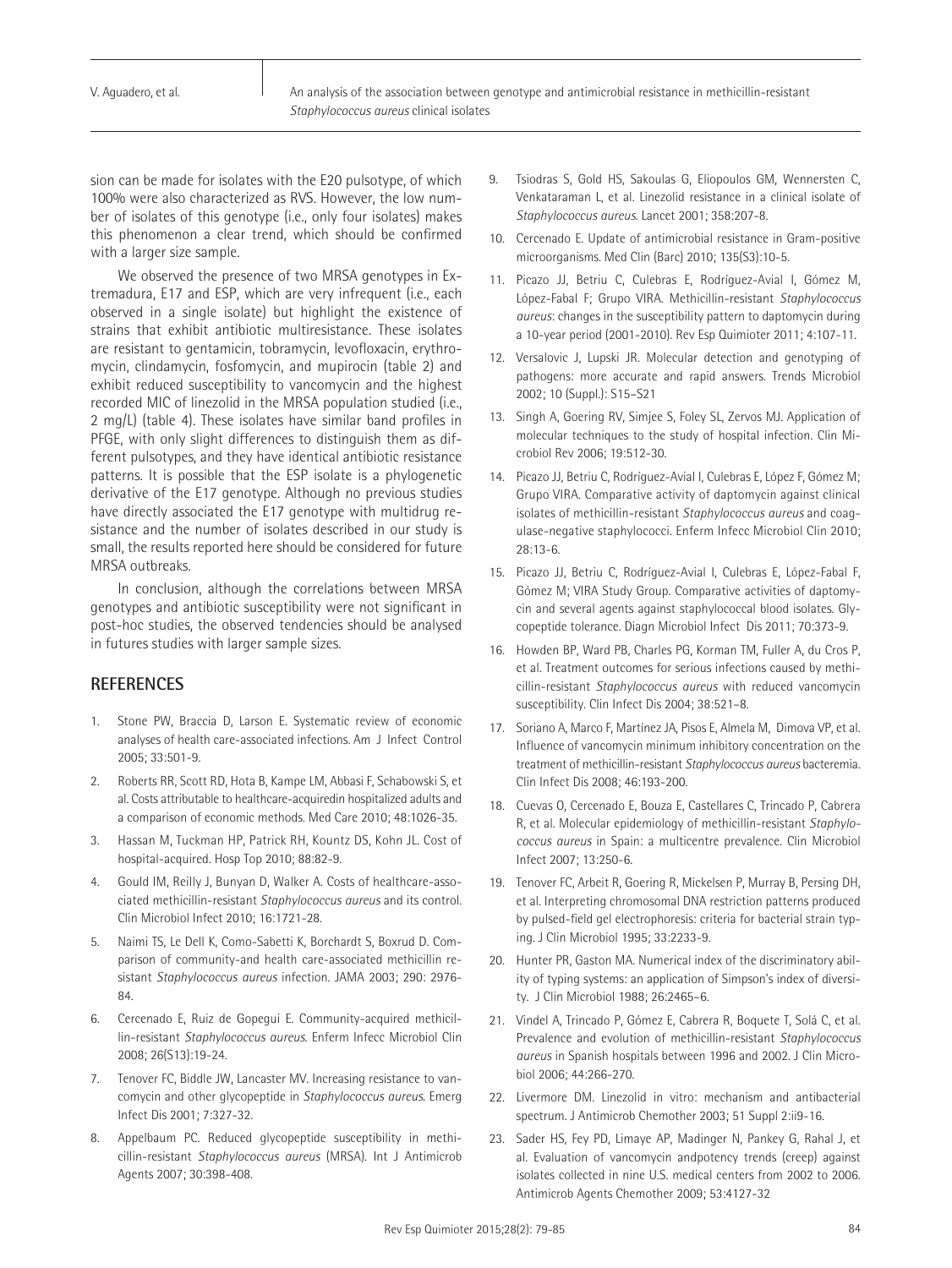sion can be made for isolates with the E20 pulsotype, of which 100% were also characterized as RVS. However, the low number of isolates of this genotype (i.e., only four isolates) makes this phenomenon a clear trend, which should be confirmed with a larger size sample.

We observed the presence of two MRSA genotypes in Extremadura, E17 and ESP, which are very infrequent (i.e., each observed in a single isolate) but highlight the existence of strains that exhibit antibiotic multiresistance. These isolates are resistant to gentamicin, tobramycin, levofloxacin, erythromycin, clindamycin, fosfomycin, and mupirocin (table 2) and exhibit reduced susceptibility to vancomycin and the highest recorded MIC of linezolid in the MRSA population studied (i.e., 2 mg/L) (table 4). These isolates have similar band profiles in PFGE, with only slight differences to distinguish them as different pulsotypes, and they have identical antibiotic resistance patterns. It is possible that the ESP isolate is a phylogenetic derivative of the E17 genotype. Although no previous studies have directly associated the E17 genotype with multidrug resistance and the number of isolates described in our study is small, the results reported here should be considered for future MRSA outbreaks.

In conclusion, although the correlations between MRSA genotypes and antibiotic susceptibility were not significant in post-hoc studies, the observed tendencies should be analysed in futures studies with larger sample sizes.

## REFERENCES

1. Stone PW, Braccia D, Larson E. Systematic review of economic analyses of health care-associated infections. Am J Infect Control 2005; 33:501-9.
2. Roberts RR, Scott RD, Hota B, Kampe LM, Abbasi F, Schabowski S, et al. Costs attributable to healthcare-acquiredin hospitalized adults and a comparison of economic methods. Med Care 2010; 48:1026-35.
3. Hassan M, Tuckman HP, Patrick RH, Kountz DS, Kohn JL. Cost of hospital-acquired. Hosp Top 2010; 88:82-9.
4. Gould IM, Reilly J, Bunyan D, Walker A. Costs of healthcare-associated methicillin-resistant *Staphylococcus aureus* and its control. Clin Microbiol Infect 2010; 16:1721-28.
5. Naimi TS, Le Dell K, Como-Sabetti K, Borchardt S, Boxrud D. Comparison of community-and health care-associated methicillin resistant *Staphylococcus aureus* infection. JAMA 2003; 290: 2976-84.
6. Cercenado E, Ruiz de Gopegui E. Community-acquired methicillin-resistant *Staphylococcus aureus*. Enferm Infecc Microbiol Clin 2008; 26(S13):19-24.
7. Tenover FC, Biddle JW, Lancaster MV. Increasing resistance to vancomycin and other glycopeptide in *Staphylococcus aureus*. Emerg Infect Dis 2001; 7:327-32.
8. Appelbaum PC. Reduced glycopeptide susceptibility in methicillin-resistant *Staphylococcus aureus* (MRSA). Int J Antimicrob Agents 2007; 30:398-408.
9. Tsiodras S, Gold HS, Sakoulas G, Eliopoulos GM, Wennersten C, Venkataraman L, et al. Linezolid resistance in a clinical isolate of *Staphylococcus aureus*. Lancet 2001; 358:207-8.
10. Cercenado E. Update of antimicrobial resistance in Gram-positive microorganisms. Med Clin (Barc) 2010; 135(S3):10-5.
11. Picazo JJ, Betriu C, Culebras E, Rodríguez-Avial I, Gómez M, López-Fabal F; Grupo VIRA. Methicillin-resistant *Staphylococcus aureus*: changes in the susceptibility pattern to daptomycin during a 10-year period (2001-2010). Rev Esp Quimioter 2011; 4:107-11.
12. Versalovic J, Lupski JR. Molecular detection and genotyping of pathogens: more accurate and rapid answers. Trends Microbiol 2002; 10 (Suppl.): S15–S21
13. Singh A, Goering RV, Simjee S, Foley SL, Zervos MJ. Application of molecular techniques to the study of hospital infection. Clin Microbiol Rev 2006; 19:512-30.
14. Picazo JJ, Betriu C, Rodríguez-Avial I, Culebras E, López F, Gómez M; Grupo VIRA. Comparative activity of daptomycin against clinical isolates of methicillin-resistant *Staphylococcus aureus* and coagulase-negative staphylococci. Enferm Infecc Microbiol Clin 2010; 28:13-6.
15. Picazo JJ, Betriu C, Rodríguez-Avial I, Culebras E, López-Fabal F, Gómez M; VIRA Study Group. Comparative activities of daptomycin and several agents against staphylococcal blood isolates. Glycopeptide tolerance. Diagn Microbiol Infect Dis 2011; 70:373-9.
16. Howden BP, Ward PB, Charles PG, Korman TM, Fuller A, du Cros P, et al. Treatment outcomes for serious infections caused by methicillin-resistant *Staphylococcus aureus* with reduced vancomycin susceptibility. Clin Infect Dis 2004; 38:521–8.
17. Soriano A, Marco F, Martínez JA, Pisos E, Almela M, Dimova VP, et al. Influence of vancomycin minimum inhibitory concentration on the treatment of methicillin-resistant *Staphylococcus aureus* bacteremia. Clin Infect Dis 2008; 46:193-200.
18. Cuevas O, Cercenado E, Bouza E, Castellares C, Trincado P, Cabrera R, et al. Molecular epidemiology of methicillin-resistant *Staphylococcus aureus* in Spain: a multicentre prevalence. Clin Microbiol Infect 2007; 13:250-6.
19. Tenover FC, Arbeit R, Goering R, Mickelsen P, Murray B, Persing DH, et al. Interpreting chromosomal DNA restriction patterns produced by pulsed-field gel electrophoresis: criteria for bacterial strain typing. J Clin Microbiol 1995; 33:2233-9.
20. Hunter PR, Gaston MA. Numerical index of the discriminatory ability of typing systems: an application of Simpson's index of diversity. J Clin Microbiol 1988; 26:2465–6.
21. Vindel A, Trincado P, Gómez E, Cabrera R, Boquete T, Solá C, et al. Prevalence and evolution of methicillin-resistant *Staphylococcus aureus* in Spanish hospitals between 1996 and 2002. J Clin Microbiol 2006; 44:266-270.
22. Livermore DM. Linezolid in vitro: mechanism and antibacterial spectrum. J Antimicrob Chemother 2003; 51 Suppl 2:ii9-16.
23. Sader HS, Fey PD, Limaye AP, Madinger N, Pankey G, Rahal J, et al. Evaluation of vancomycin andpotency trends (creep) against isolates collected in nine U.S. medical centers from 2002 to 2006. Antimicrob Agents Chemother 2009; 53:4127-32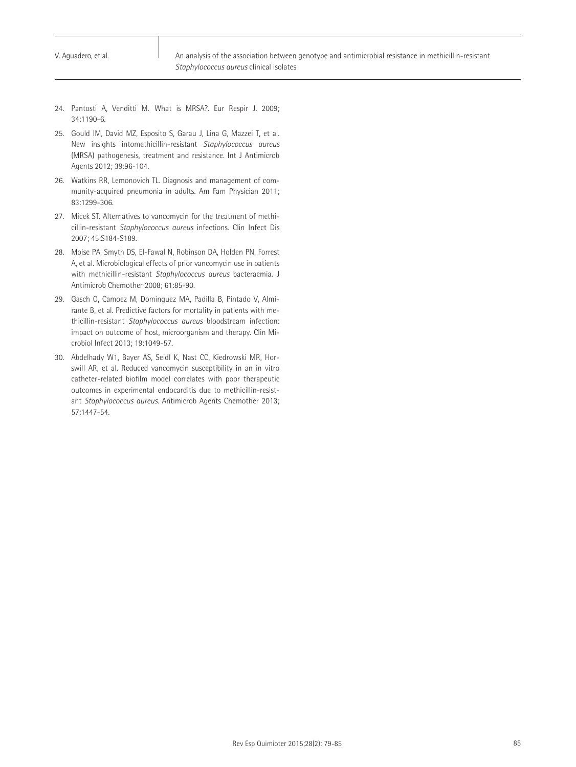24. Pantosti A, Venditti M. What is MRSA?. Eur Respir J. 2009; 34:1190-6.
25. Gould IM, David MZ, Esposito S, Garau J, Lina G, Mazzei T, et al. New insights intomethicillin-resistant *Staphylococcus aureus* (MRSA) pathogenesis, treatment and resistance. Int J Antimicrob Agents 2012; 39:96-104.
26. Watkins RR, Lemonovich TL. Diagnosis and management of community-acquired pneumonia in adults. Am Fam Physician 2011; 83:1299-306.
27. Micek ST. Alternatives to vancomycin for the treatment of methicillin-resistant *Staphylococcus aureus* infections. Clin Infect Dis 2007; 45:S184-S189.
28. Moise PA, Smyth DS, El-Fawal N, Robinson DA, Holden PN, Forrest A, et al. Microbiological effects of prior vancomycin use in patients with methicillin-resistant *Staphylococcus aureus* bacteraemia. J Antimicrob Chemother 2008; 61:85-90.
29. Gasch O, Camoez M, Dominguez MA, Padilla B, Pintado V, Almirante B, et al. Predictive factors for mortality in patients with methicillin-resistant *Staphylococcus aureus* bloodstream infection: impact on outcome of host, microorganism and therapy. Clin Microbiol Infect 2013; 19:1049-57.
30. Abdelhady W1, Bayer AS, Seidl K, Nast CC, Kiedrowski MR, Horswill AR, et al. Reduced vancomycin susceptibility in an in vitro catheter-related biofilm model correlates with poor therapeutic outcomes in experimental endocarditis due to methicillin-resistant *Staphylococcus aureus*. Antimicrob Agents Chemother 2013; 57:1447-54.